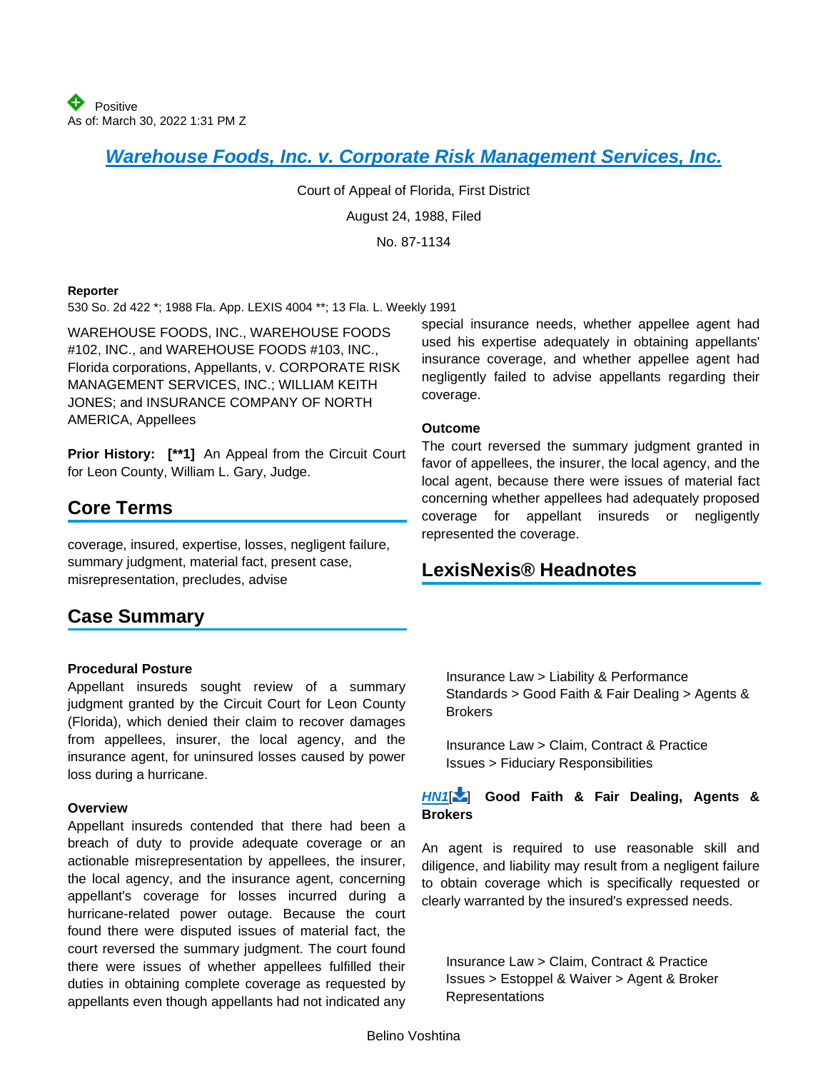Positive
As of: March 30, 2022 1:31 PM Z

# Warehouse Foods, Inc. v. Corporate Risk Management Services, Inc.

Court of Appeal of Florida, First District

August 24, 1988, Filed

No. 87-1134

**Reporter**

530 So. 2d 422 *; 1988 Fla. App. LEXIS 4004 **; 13 Fla. L. Weekly 1991

WAREHOUSE FOODS, INC., WAREHOUSE FOODS #102, INC., and WAREHOUSE FOODS #103, INC., Florida corporations, Appellants, v. CORPORATE RISK MANAGEMENT SERVICES, INC.; WILLIAM KEITH JONES; and INSURANCE COMPANY OF NORTH AMERICA, Appellees

**Prior History:** **[**1]** An Appeal from the Circuit Court for Leon County, William L. Gary, Judge.

## Core Terms

coverage, insured, expertise, losses, negligent failure, summary judgment, material fact, present case, misrepresentation, precludes, advise

## Case Summary

**Procedural Posture**

Appellant insureds sought review of a summary judgment granted by the Circuit Court for Leon County (Florida), which denied their claim to recover damages from appellees, insurer, the local agency, and the insurance agent, for uninsured losses caused by power loss during a hurricane.

**Overview**

Appellant insureds contended that there had been a breach of duty to provide adequate coverage or an actionable misrepresentation by appellees, the insurer, the local agency, and the insurance agent, concerning appellant's coverage for losses incurred during a hurricane-related power outage. Because the court found there were disputed issues of material fact, the court reversed the summary judgment. The court found there were issues of whether appellees fulfilled their duties in obtaining complete coverage as requested by appellants even though appellants had not indicated any special insurance needs, whether appellee agent had used his expertise adequately in obtaining appellants' insurance coverage, and whether appellee agent had negligently failed to advise appellants regarding their coverage.

**Outcome**

The court reversed the summary judgment granted in favor of appellees, the insurer, the local agency, and the local agent, because there were issues of material fact concerning whether appellees had adequately proposed coverage for appellant insureds or negligently represented the coverage.

## LexisNexis® Headnotes

Insurance Law > Liability & Performance Standards > Good Faith & Fair Dealing > Agents & Brokers

Insurance Law > Claim, Contract & Practice Issues > Fiduciary Responsibilities

**HN1[] Good Faith & Fair Dealing, Agents & Brokers**

An agent is required to use reasonable skill and diligence, and liability may result from a negligent failure to obtain coverage which is specifically requested or clearly warranted by the insured's expressed needs.

Insurance Law > Claim, Contract & Practice Issues > Estoppel & Waiver > Agent & Broker Representations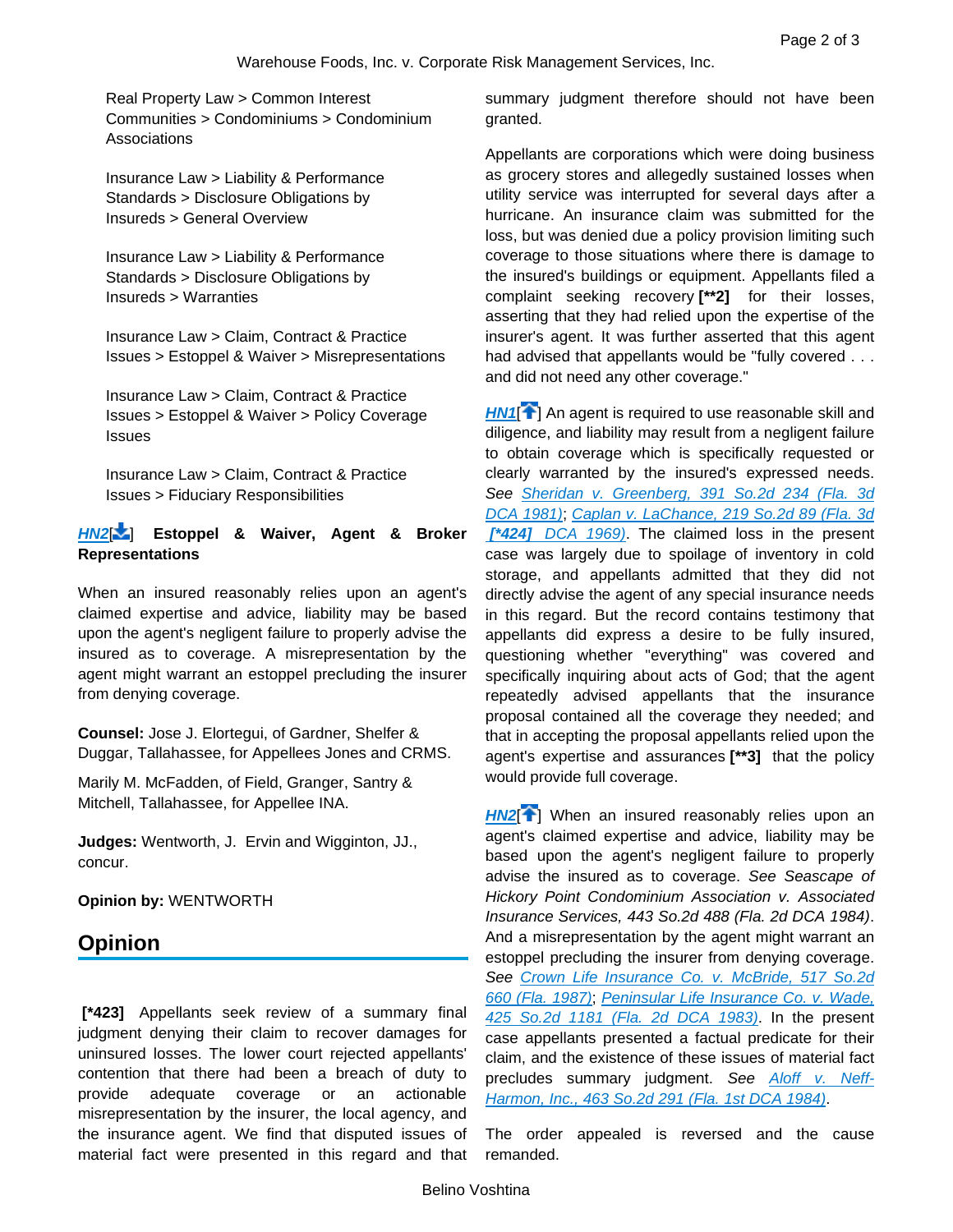Real Property Law > Common Interest Communities > Condominiums > Condominium Associations

Insurance Law > Liability & Performance Standards > Disclosure Obligations by Insureds > General Overview

Insurance Law > Liability & Performance Standards > Disclosure Obligations by Insureds > Warranties

Insurance Law > Claim, Contract & Practice Issues > Estoppel & Waiver > Misrepresentations

Insurance Law > Claim, Contract & Practice Issues > Estoppel & Waiver > Policy Coverage Issues

Insurance Law > Claim, Contract & Practice Issues > Fiduciary Responsibilities

**HN2[] Estoppel & Waiver, Agent & Broker Representations**

When an insured reasonably relies upon an agent's claimed expertise and advice, liability may be based upon the agent's negligent failure to properly advise the insured as to coverage. A misrepresentation by the agent might warrant an estoppel precluding the insurer from denying coverage.

**Counsel:** Jose J. Elortegui, of Gardner, Shelfer & Duggar, Tallahassee, for Appellees Jones and CRMS.

Marily M. McFadden, of Field, Granger, Santry & Mitchell, Tallahassee, for Appellee INA.

**Judges:** Wentworth, J. Ervin and Wigginton, JJ., concur.

**Opinion by:** WENTWORTH

## Opinion

**[*423]** Appellants seek review of a summary final judgment denying their claim to recover damages for uninsured losses. The lower court rejected appellants' contention that there had been a breach of duty to provide adequate coverage or an actionable misrepresentation by the insurer, the local agency, and the insurance agent. We find that disputed issues of material fact were presented in this regard and that summary judgment therefore should not have been granted.

Appellants are corporations which were doing business as grocery stores and allegedly sustained losses when utility service was interrupted for several days after a hurricane. An insurance claim was submitted for the loss, but was denied due a policy provision limiting such coverage to those situations where there is damage to the insured's buildings or equipment. Appellants filed a complaint seeking recovery **[**2]** for their losses, asserting that they had relied upon the expertise of the insurer's agent. It was further asserted that this agent had advised that appellants would be "fully covered . . . and did not need any other coverage."

HN1[] An agent is required to use reasonable skill and diligence, and liability may result from a negligent failure to obtain coverage which is specifically requested or clearly warranted by the insured's expressed needs. *See* Sheridan v. Greenberg, 391 So.2d 234 (Fla. 3d DCA 1981); Caplan v. LaChance, 219 So.2d 89 (Fla. 3d **[*424]** DCA 1969). The claimed loss in the present case was largely due to spoilage of inventory in cold storage, and appellants admitted that they did not directly advise the agent of any special insurance needs in this regard. But the record contains testimony that appellants did express a desire to be fully insured, questioning whether "everything" was covered and specifically inquiring about acts of God; that the agent repeatedly advised appellants that the insurance proposal contained all the coverage they needed; and that in accepting the proposal appellants relied upon the agent's expertise and assurances **[**3]** that the policy would provide full coverage.

HN2[] When an insured reasonably relies upon an agent's claimed expertise and advice, liability may be based upon the agent's negligent failure to properly advise the insured as to coverage. *See Seascape of Hickory Point Condominium Association v. Associated Insurance Services, 443 So.2d 488 (Fla. 2d DCA 1984)*. And a misrepresentation by the agent might warrant an estoppel precluding the insurer from denying coverage. *See* Crown Life Insurance Co. v. McBride, 517 So.2d 660 (Fla. 1987); Peninsular Life Insurance Co. v. Wade, 425 So.2d 1181 (Fla. 2d DCA 1983). In the present case appellants presented a factual predicate for their claim, and the existence of these issues of material fact precludes summary judgment. *See* Aloff v. Neff-Harmon, Inc., 463 So.2d 291 (Fla. 1st DCA 1984).

The order appealed is reversed and the cause remanded.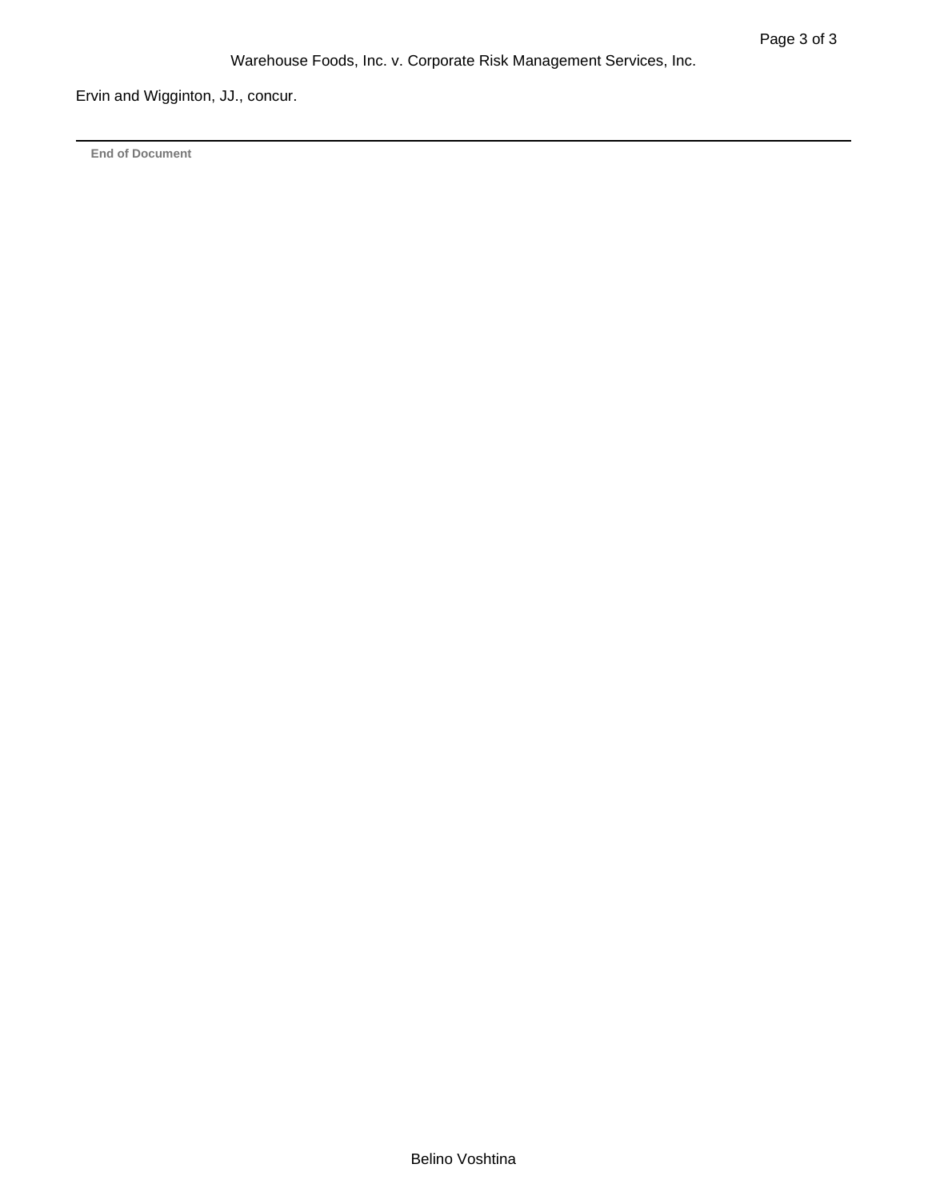Ervin and Wigginton, JJ., concur.

---

**End of Document**